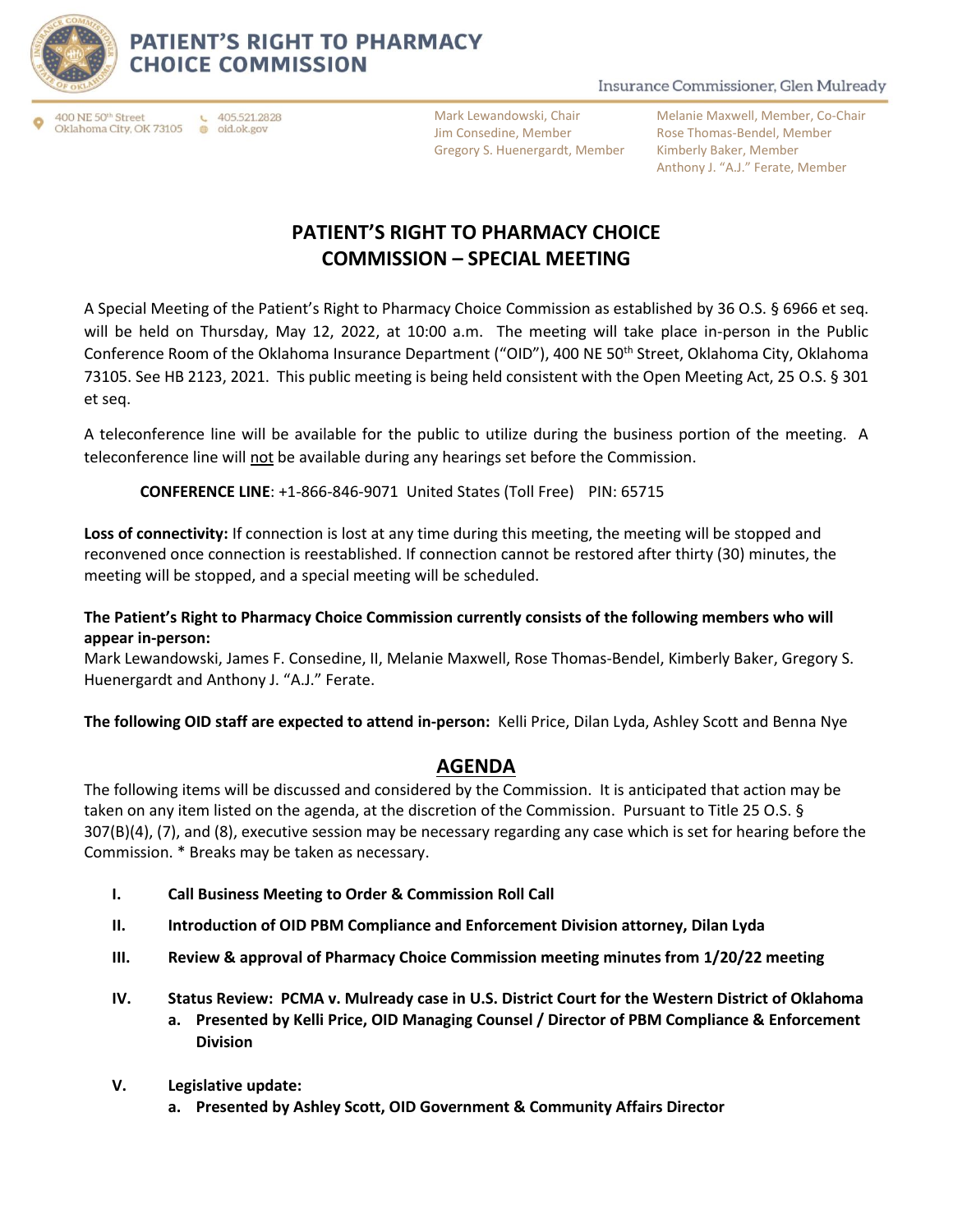# PATIENT'S RIGHT TO PHARMACY CHOICE COMMISSION

Insurance Commissioner, Glen Mulready

400 NE 50th Street
Oklahoma City, OK 73105

405.521.2828
oid.ok.gov

Mark Lewandowski, Chair
Jim Consedine, Member
Gregory S. Huenergardt, Member

Melanie Maxwell, Member, Co-Chair
Rose Thomas-Bendel, Member
Kimberly Baker, Member
Anthony J. "A.J." Ferate, Member

## PATIENT'S RIGHT TO PHARMACY CHOICE COMMISSION – SPECIAL MEETING

A Special Meeting of the Patient's Right to Pharmacy Choice Commission as established by 36 O.S. § 6966 et seq. will be held on Thursday, May 12, 2022, at 10:00 a.m. The meeting will take place in-person in the Public Conference Room of the Oklahoma Insurance Department ("OID"), 400 NE 50th Street, Oklahoma City, Oklahoma 73105. See HB 2123, 2021. This public meeting is being held consistent with the Open Meeting Act, 25 O.S. § 301 et seq.

A teleconference line will be available for the public to utilize during the business portion of the meeting. A teleconference line will not be available during any hearings set before the Commission.

**CONFERENCE LINE**: +1-866-846-9071 United States (Toll Free) PIN: 65715

**Loss of connectivity:** If connection is lost at any time during this meeting, the meeting will be stopped and reconvened once connection is reestablished. If connection cannot be restored after thirty (30) minutes, the meeting will be stopped, and a special meeting will be scheduled.

**The Patient's Right to Pharmacy Choice Commission currently consists of the following members who will appear in-person:**
Mark Lewandowski, James F. Consedine, II, Melanie Maxwell, Rose Thomas-Bendel, Kimberly Baker, Gregory S. Huenergardt and Anthony J. "A.J." Ferate.

**The following OID staff are expected to attend in-person:** Kelli Price, Dilan Lyda, Ashley Scott and Benna Nye

## AGENDA

The following items will be discussed and considered by the Commission. It is anticipated that action may be taken on any item listed on the agenda, at the discretion of the Commission. Pursuant to Title 25 O.S. § 307(B)(4), (7), and (8), executive session may be necessary regarding any case which is set for hearing before the Commission. * Breaks may be taken as necessary.

- **I. Call Business Meeting to Order & Commission Roll Call**
- **II. Introduction of OID PBM Compliance and Enforcement Division attorney, Dilan Lyda**
- **III. Review & approval of Pharmacy Choice Commission meeting minutes from 1/20/22 meeting**
- **IV. Status Review: PCMA v. Mulready case in U.S. District Court for the Western District of Oklahoma**
  - **a. Presented by Kelli Price, OID Managing Counsel / Director of PBM Compliance & Enforcement Division**
- **V. Legislative update:**
  - **a. Presented by Ashley Scott, OID Government & Community Affairs Director**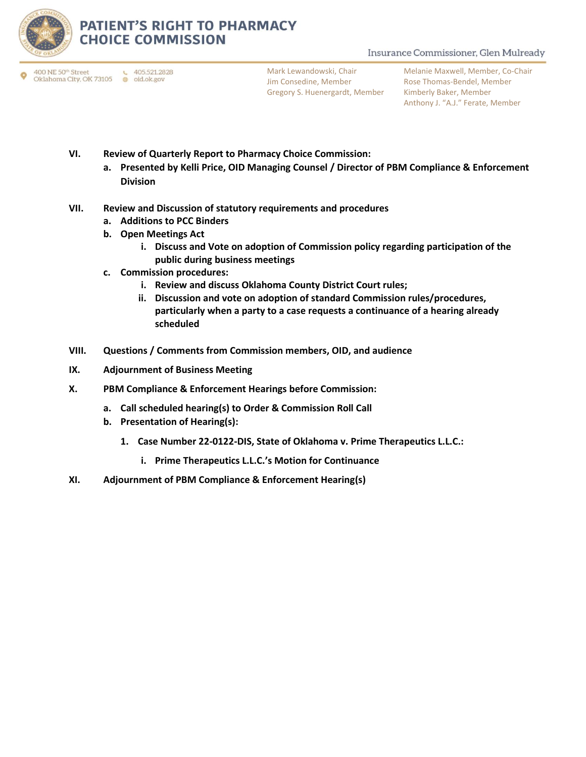# PATIENT'S RIGHT TO PHARMACY CHOICE COMMISSION

Insurance Commissioner, Glen Mulready

400 NE 50th Street
Oklahoma City, OK 73105

405.521.2828
oid.ok.gov

Mark Lewandowski, Chair
Jim Consedine, Member
Gregory S. Huenergardt, Member

Melanie Maxwell, Member, Co-Chair
Rose Thomas-Bendel, Member
Kimberly Baker, Member
Anthony J. "A.J." Ferate, Member

**VI. Review of Quarterly Report to Pharmacy Choice Commission:**

- **a. Presented by Kelli Price, OID Managing Counsel / Director of PBM Compliance & Enforcement Division**

**VII. Review and Discussion of statutory requirements and procedures**

- **a. Additions to PCC Binders**
- **b. Open Meetings Act**
  - **i. Discuss and Vote on adoption of Commission policy regarding participation of the public during business meetings**
- **c. Commission procedures:**
  - **i. Review and discuss Oklahoma County District Court rules;**
  - **ii. Discussion and vote on adoption of standard Commission rules/procedures, particularly when a party to a case requests a continuance of a hearing already scheduled**

**VIII. Questions / Comments from Commission members, OID, and audience**

**IX. Adjournment of Business Meeting**

**X. PBM Compliance & Enforcement Hearings before Commission:**

- **a. Call scheduled hearing(s) to Order & Commission Roll Call**
- **b. Presentation of Hearing(s):**
  - **1. Case Number 22-0122-DIS, State of Oklahoma v. Prime Therapeutics L.L.C.:**
    - **i. Prime Therapeutics L.L.C.'s Motion for Continuance**

**XI. Adjournment of PBM Compliance & Enforcement Hearing(s)**